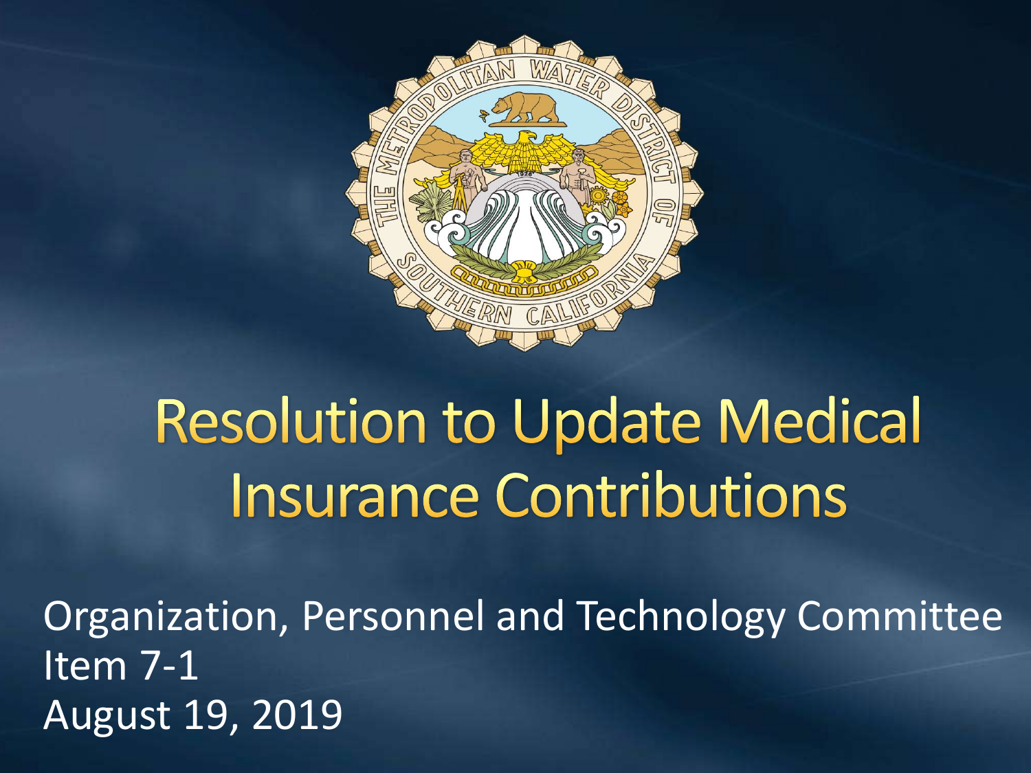# Resolution to Update Medical Insurance Contributions

Organization, Personnel and Technology Committee
Item 7-1
August 19, 2019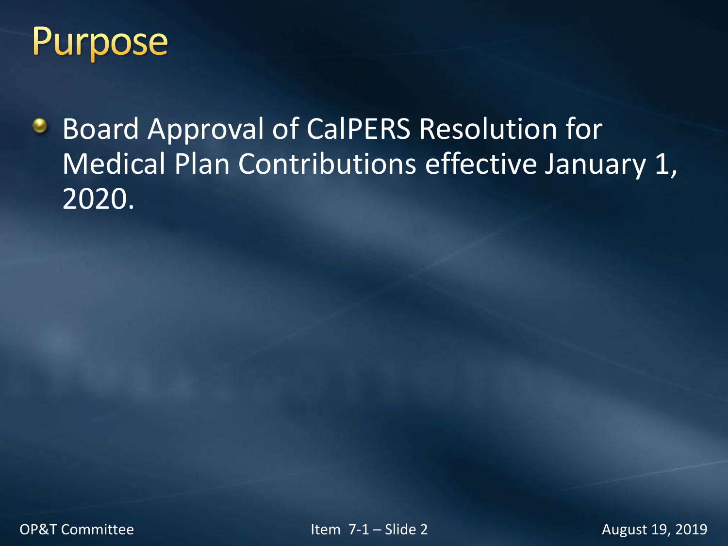# Purpose

- Board Approval of CalPERS Resolution for Medical Plan Contributions effective January 1, 2020.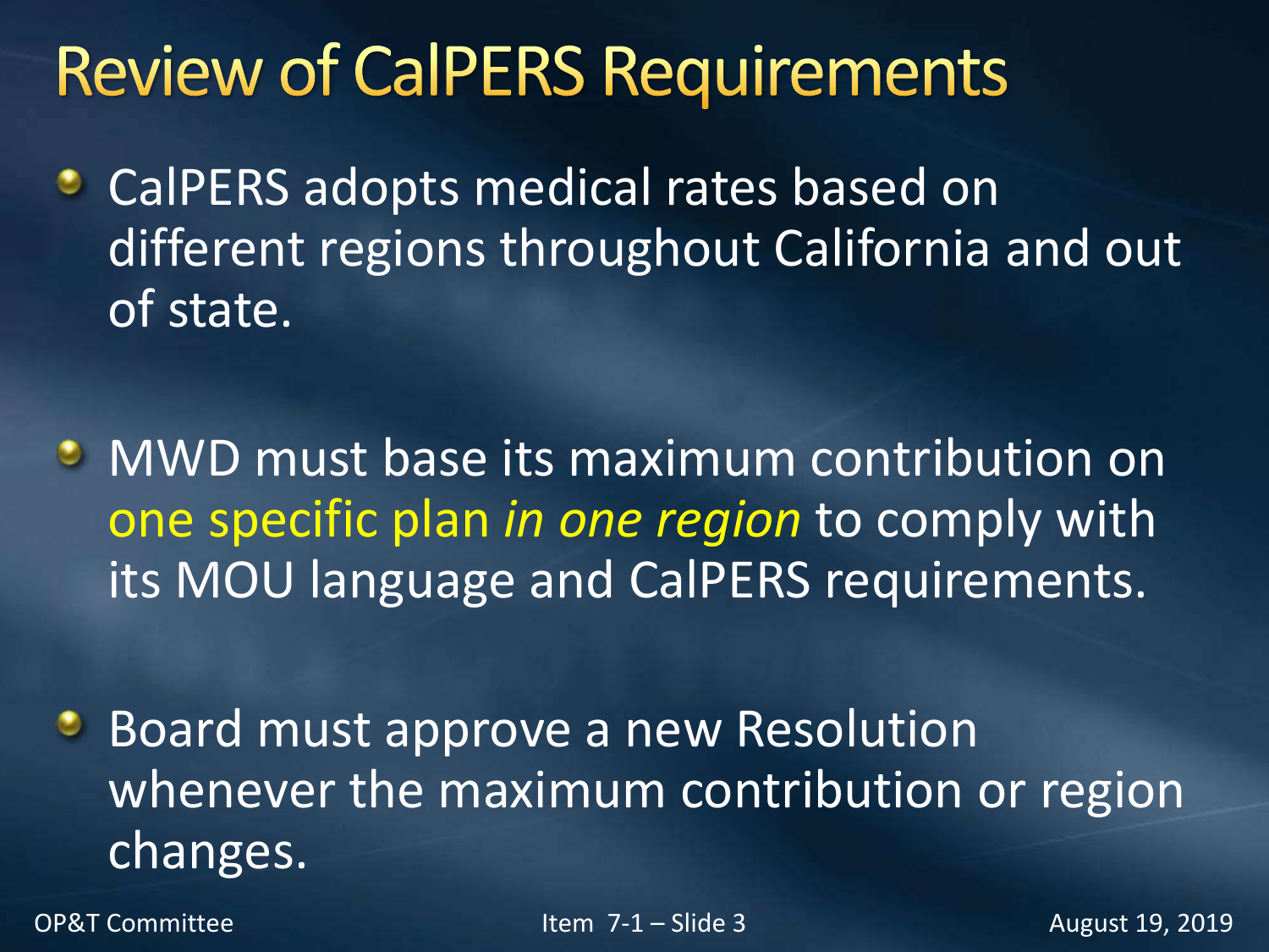# Review of CalPERS Requirements

- CalPERS adopts medical rates based on different regions throughout California and out of state.
- MWD must base its maximum contribution on one specific plan *in one region* to comply with its MOU language and CalPERS requirements.
- Board must approve a new Resolution whenever the maximum contribution or region changes.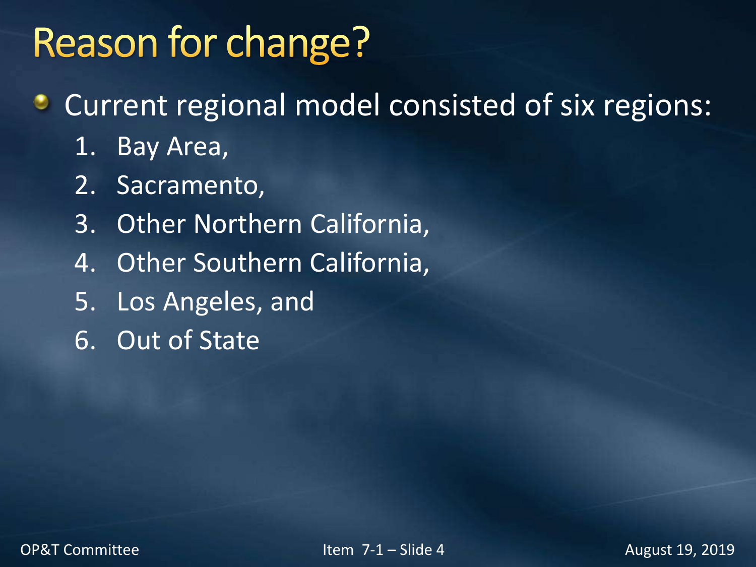# Reason for change?

- Current regional model consisted of six regions:
    1. Bay Area,
    2. Sacramento,
    3. Other Northern California,
    4. Other Southern California,
    5. Los Angeles, and
    6. Out of State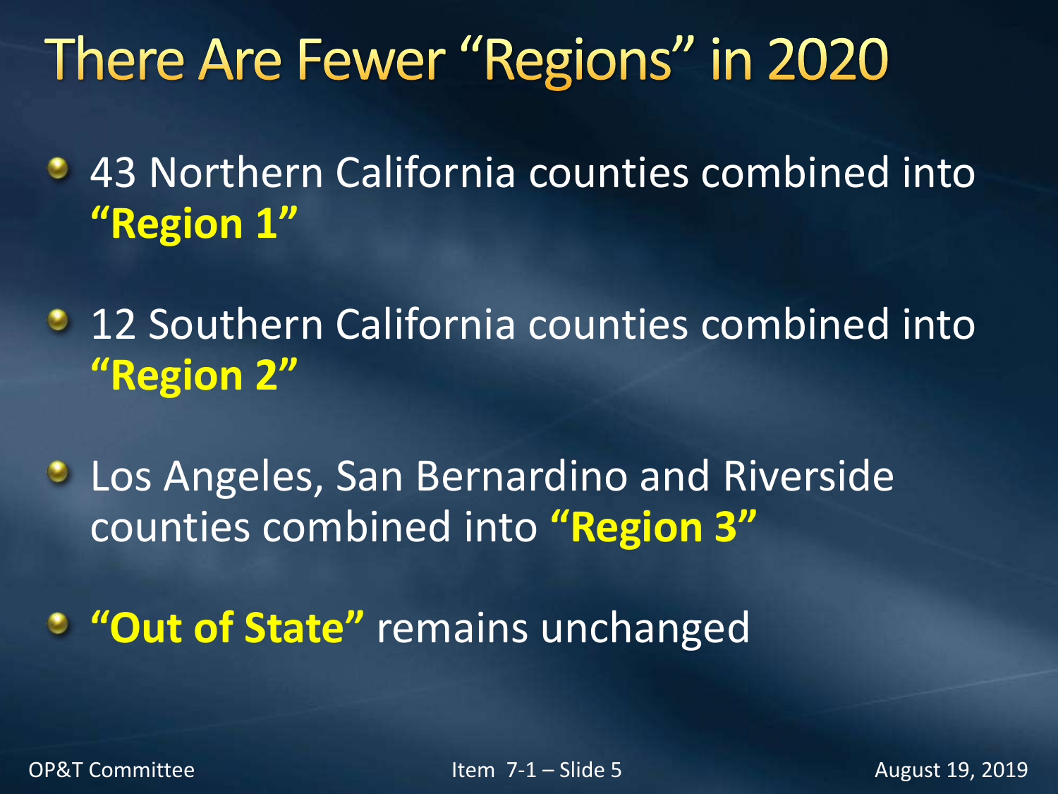# There Are Fewer "Regions" in 2020

- 43 Northern California counties combined into **"Region 1"**
- 12 Southern California counties combined into **"Region 2"**
- Los Angeles, San Bernardino and Riverside counties combined into **"Region 3"**
- **"Out of State"** remains unchanged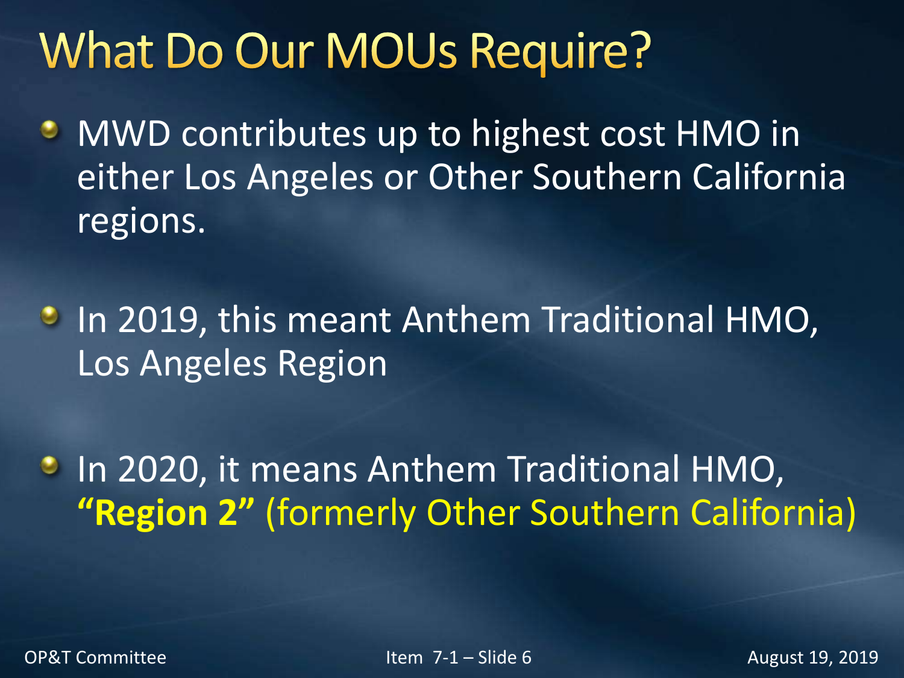# What Do Our MOUs Require?

- MWD contributes up to highest cost HMO in either Los Angeles or Other Southern California regions.
- In 2019, this meant Anthem Traditional HMO, Los Angeles Region
- In 2020, it means Anthem Traditional HMO, **"Region 2"** (formerly Other Southern California)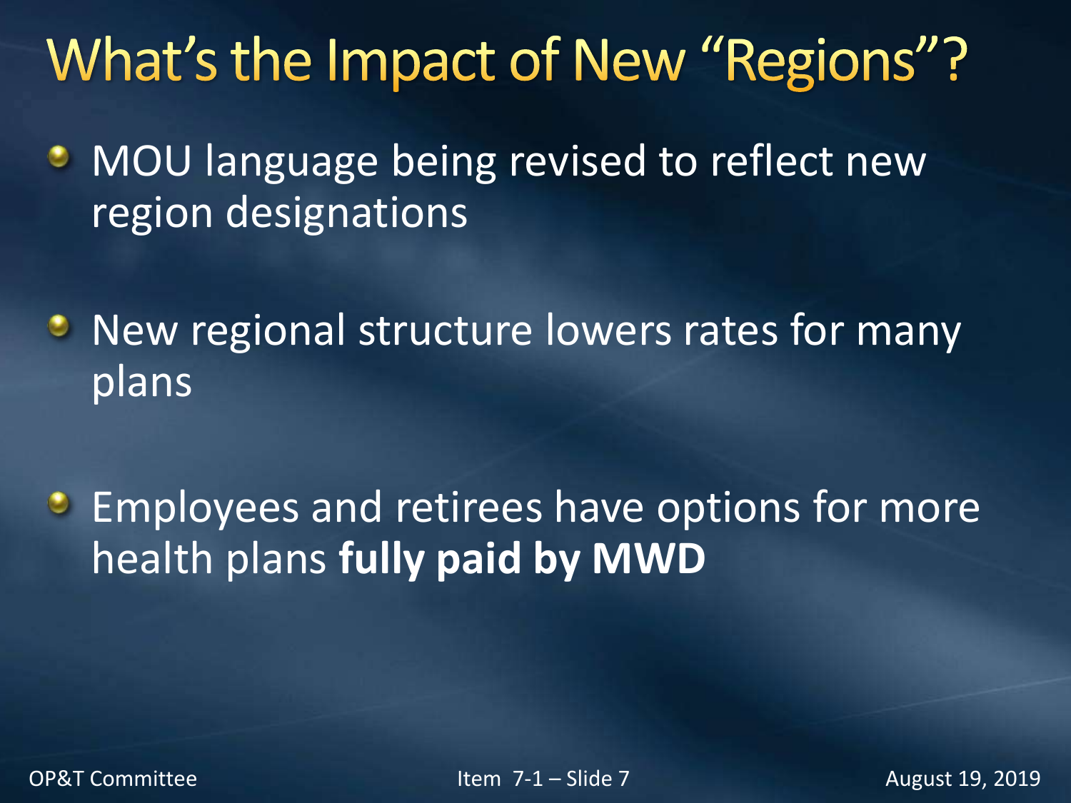# What's the Impact of New "Regions"?

- MOU language being revised to reflect new region designations
- New regional structure lowers rates for many plans
- Employees and retirees have options for more health plans **fully paid by MWD**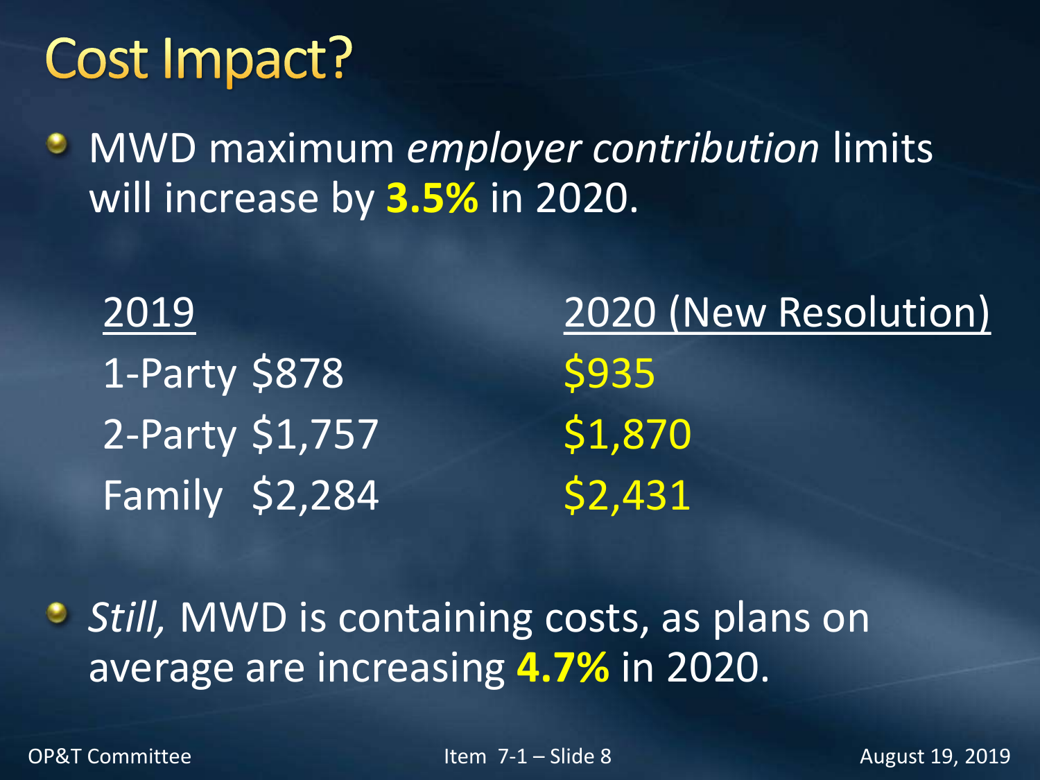# Cost Impact?

- MWD maximum *employer contribution* limits will increase by **3.5%** in 2020.

| | 2019 | 2020 (New Resolution) |
|---|---|---|
| 1-Party | $878 | $935 |
| 2-Party | $1,757 | $1,870 |
| Family | $2,284 | $2,431 |

- *Still,* MWD is containing costs, as plans on average are increasing **4.7%** in 2020.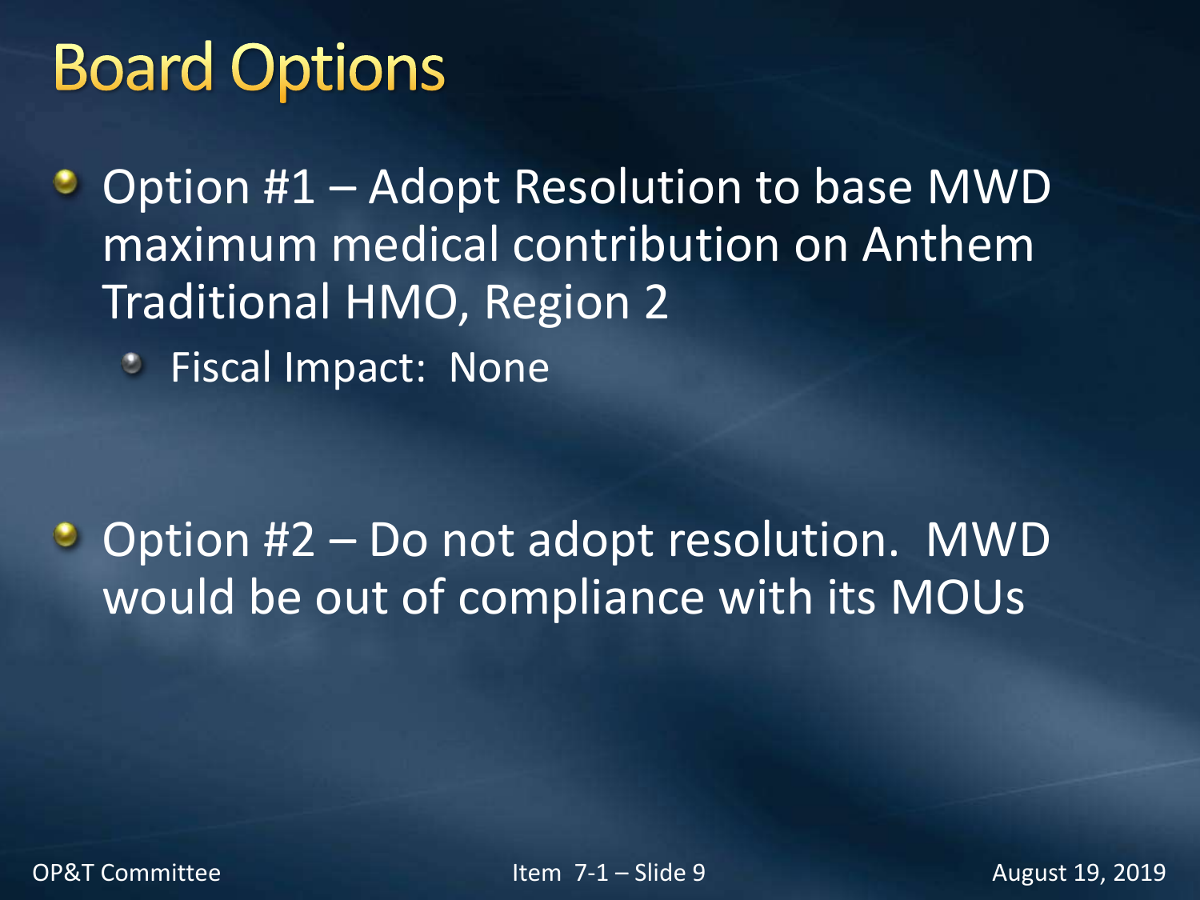# Board Options

- Option #1 – Adopt Resolution to base MWD maximum medical contribution on Anthem Traditional HMO, Region 2
  - Fiscal Impact: None

- Option #2 – Do not adopt resolution. MWD would be out of compliance with its MOUs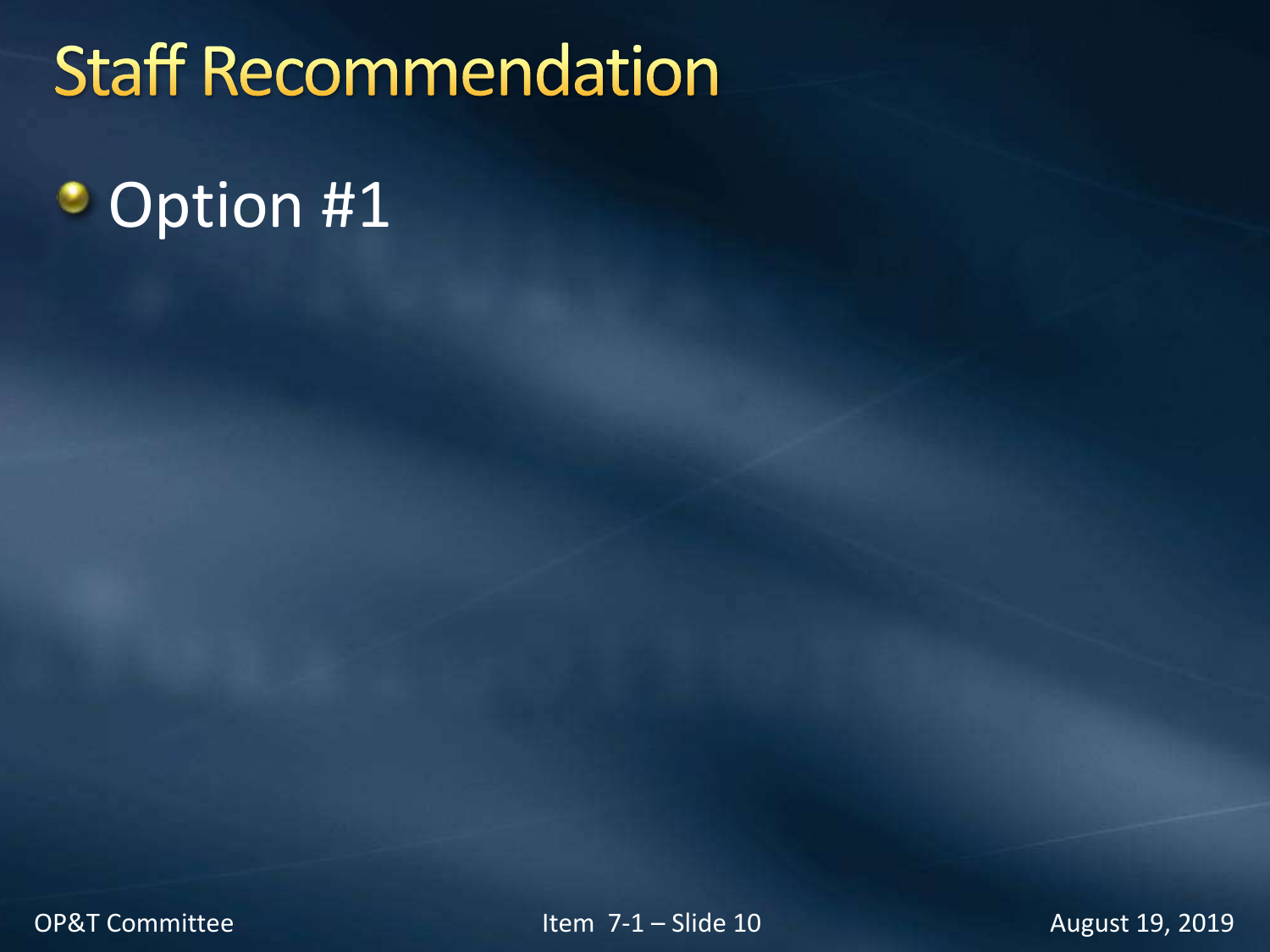# Staff Recommendation

- Option #1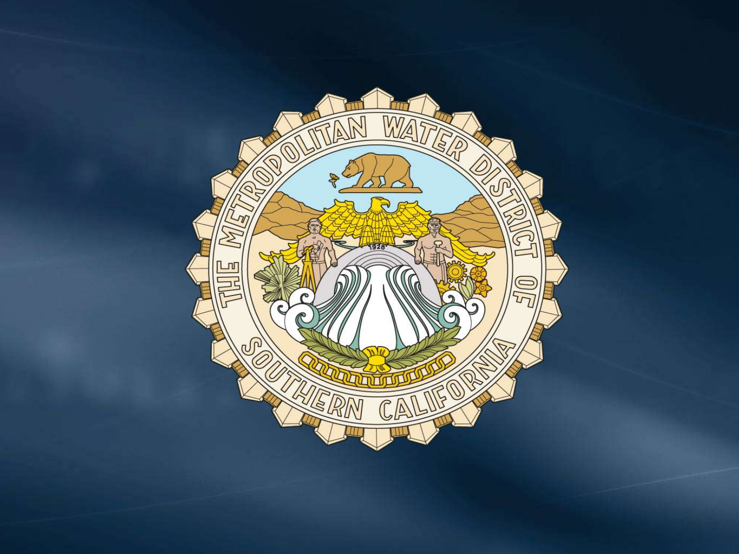THE METROPOLITAN WATER DISTRICT OF SOUTHERN CALIFORNIA

1928